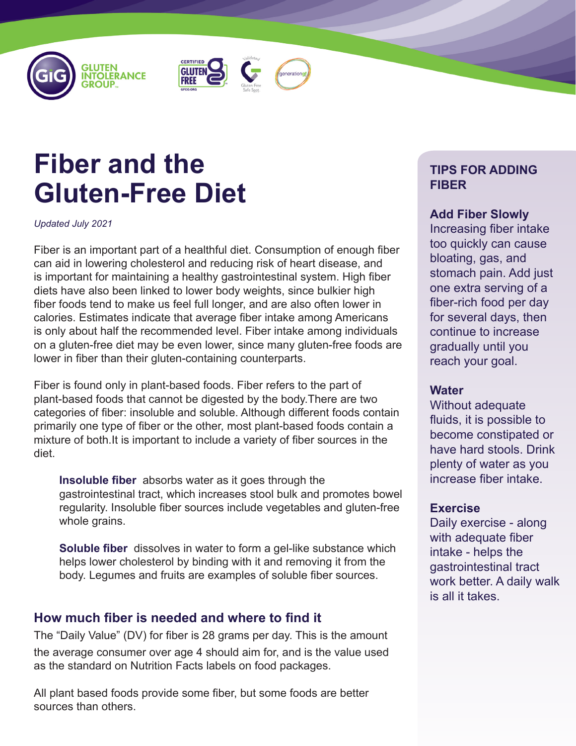# Fiber and the Gluten-Free Diet

*Updated July 2021*

Fiber is an important part of a healthful diet. Consumption of enough fiber can aid in lowering cholesterol and reducing risk of heart disease, and is important for maintaining a healthy gastrointestinal system. High fiber diets have also been linked to lower body weights, since bulkier high fiber foods tend to make us feel full longer, and are also often lower in calories. Estimates indicate that average fiber intake among Americans is only about half the recommended level. Fiber intake among individuals on a gluten-free diet may be even lower, since many gluten-free foods are lower in fiber than their gluten-containing counterparts.

Fiber is found only in plant-based foods. Fiber refers to the part of plant-based foods that cannot be digested by the body.There are two categories of fiber: insoluble and soluble. Although different foods contain primarily one type of fiber or the other, most plant-based foods contain a mixture of both.It is important to include a variety of fiber sources in the diet.

**Insoluble fiber** absorbs water as it goes through the gastrointestinal tract, which increases stool bulk and promotes bowel regularity. Insoluble fiber sources include vegetables and gluten-free whole grains.

**Soluble fiber** dissolves in water to form a gel-like substance which helps lower cholesterol by binding with it and removing it from the body. Legumes and fruits are examples of soluble fiber sources.

## How much fiber is needed and where to find it

The "Daily Value" (DV) for fiber is 28 grams per day. This is the amount the average consumer over age 4 should aim for, and is the value used as the standard on Nutrition Facts labels on food packages.

All plant based foods provide some fiber, but some foods are better sources than others.

## TIPS FOR ADDING FIBER

### Add Fiber Slowly

Increasing fiber intake too quickly can cause bloating, gas, and stomach pain. Add just one extra serving of a fiber-rich food per day for several days, then continue to increase gradually until you reach your goal.

### Water

Without adequate fluids, it is possible to become constipated or have hard stools. Drink plenty of water as you increase fiber intake.

### Exercise

Daily exercise - along with adequate fiber intake - helps the gastrointestinal tract work better. A daily walk is all it takes.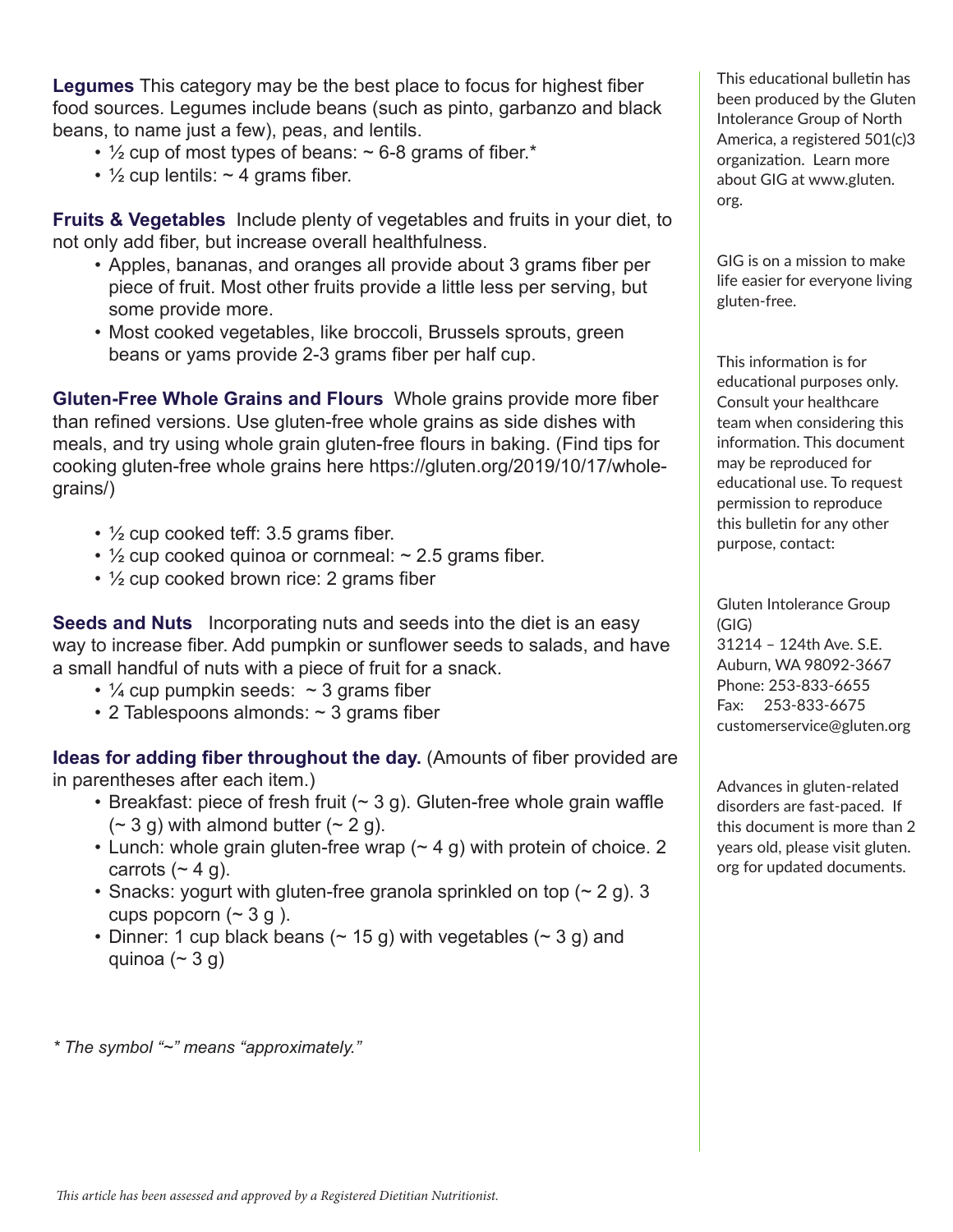**Legumes** This category may be the best place to focus for highest fiber food sources. Legumes include beans (such as pinto, garbanzo and black beans, to name just a few), peas, and lentils.

- ½ cup of most types of beans: ~ 6-8 grams of fiber.*
- ½ cup lentils: ~ 4 grams fiber.

**Fruits & Vegetables** Include plenty of vegetables and fruits in your diet, to not only add fiber, but increase overall healthfulness.

- Apples, bananas, and oranges all provide about 3 grams fiber per piece of fruit. Most other fruits provide a little less per serving, but some provide more.
- Most cooked vegetables, like broccoli, Brussels sprouts, green beans or yams provide 2-3 grams fiber per half cup.

**Gluten-Free Whole Grains and Flours** Whole grains provide more fiber than refined versions. Use gluten-free whole grains as side dishes with meals, and try using whole grain gluten-free flours in baking. (Find tips for cooking gluten-free whole grains here https://gluten.org/2019/10/17/whole-grains/)

- ½ cup cooked teff: 3.5 grams fiber.
- ½ cup cooked quinoa or cornmeal: ~ 2.5 grams fiber.
- ½ cup cooked brown rice: 2 grams fiber

**Seeds and Nuts** Incorporating nuts and seeds into the diet is an easy way to increase fiber. Add pumpkin or sunflower seeds to salads, and have a small handful of nuts with a piece of fruit for a snack.

- ¼ cup pumpkin seeds: ~ 3 grams fiber
- 2 Tablespoons almonds: ~ 3 grams fiber

**Ideas for adding fiber throughout the day.** (Amounts of fiber provided are in parentheses after each item.)

- Breakfast: piece of fresh fruit (~ 3 g). Gluten-free whole grain waffle (~ 3 g) with almond butter (~ 2 g).
- Lunch: whole grain gluten-free wrap (~ 4 g) with protein of choice. 2 carrots (~ 4 g).
- Snacks: yogurt with gluten-free granola sprinkled on top (~ 2 g). 3 cups popcorn (~ 3 g ).
- Dinner: 1 cup black beans (~ 15 g) with vegetables (~ 3 g) and quinoa (~ 3 g)

*\* The symbol "~" means "approximately."*

This educational bulletin has been produced by the Gluten Intolerance Group of North America, a registered 501(c)3 organization. Learn more about GIG at www.gluten.org.

GIG is on a mission to make life easier for everyone living gluten-free.

This information is for educational purposes only. Consult your healthcare team when considering this information. This document may be reproduced for educational use. To request permission to reproduce this bulletin for any other purpose, contact:

Gluten Intolerance Group (GIG)
31214 – 124th Ave. S.E.
Auburn, WA 98092-3667
Phone: 253-833-6655
Fax: 253-833-6675
customerservice@gluten.org

Advances in gluten-related disorders are fast-paced. If this document is more than 2 years old, please visit gluten.org for updated documents.

*This article has been assessed and approved by a Registered Dietitian Nutritionist.*